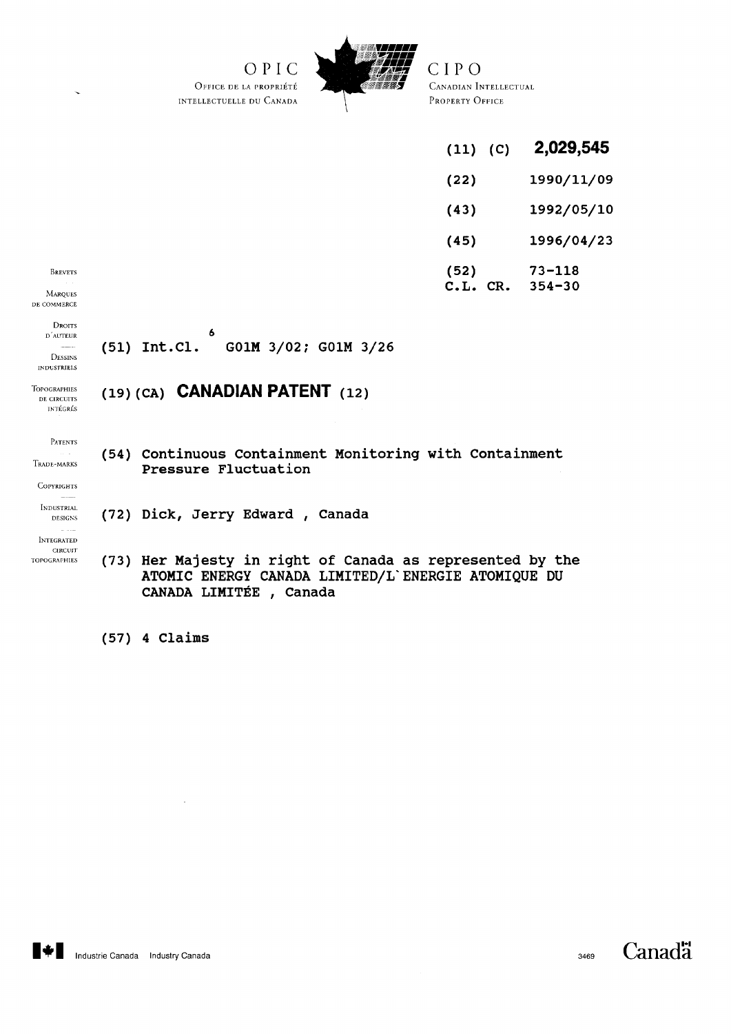OPIC

OFFICE DE LA PROPRIÉTÉ INTELLECTUELLE DU CANADA

CIPO

CANADIAN INTELLECTUAL PROPERTY OFFICE

| | |
|---|---|
| (11) (C) | **2,029,545** |
| (22) | 1990/11/09 |
| (43) | 1992/05/10 |
| (45) | 1996/04/23 |
| (52) C.L. CR. | 73-118 354-30 |

BREVETS

MARQUES DE COMMERCE

DROITS D'AUTEUR

DESSINS INDUSTRIELS

TOPOGRAPHIES DE CIRCUITS INTÉGRÉS

PATENTS

TRADE-MARKS

COPYRIGHTS

INDUSTRIAL DESIGNS

INTEGRATED CIRCUIT TOPOGRAPHIES

(51) Int.Cl. 6 G01M 3/02; G01M 3/26

(19) (CA) **CANADIAN PATENT** (12)

(54) Continuous Containment Monitoring with Containment Pressure Fluctuation

(72) Dick, Jerry Edward , Canada

(73) Her Majesty in right of Canada as represented by the ATOMIC ENERGY CANADA LIMITED/L'ENERGIE ATOMIQUE DU CANADA LIMITÉE , Canada

(57) 4 Claims

Industrie Canada Industry Canada

3469

Canada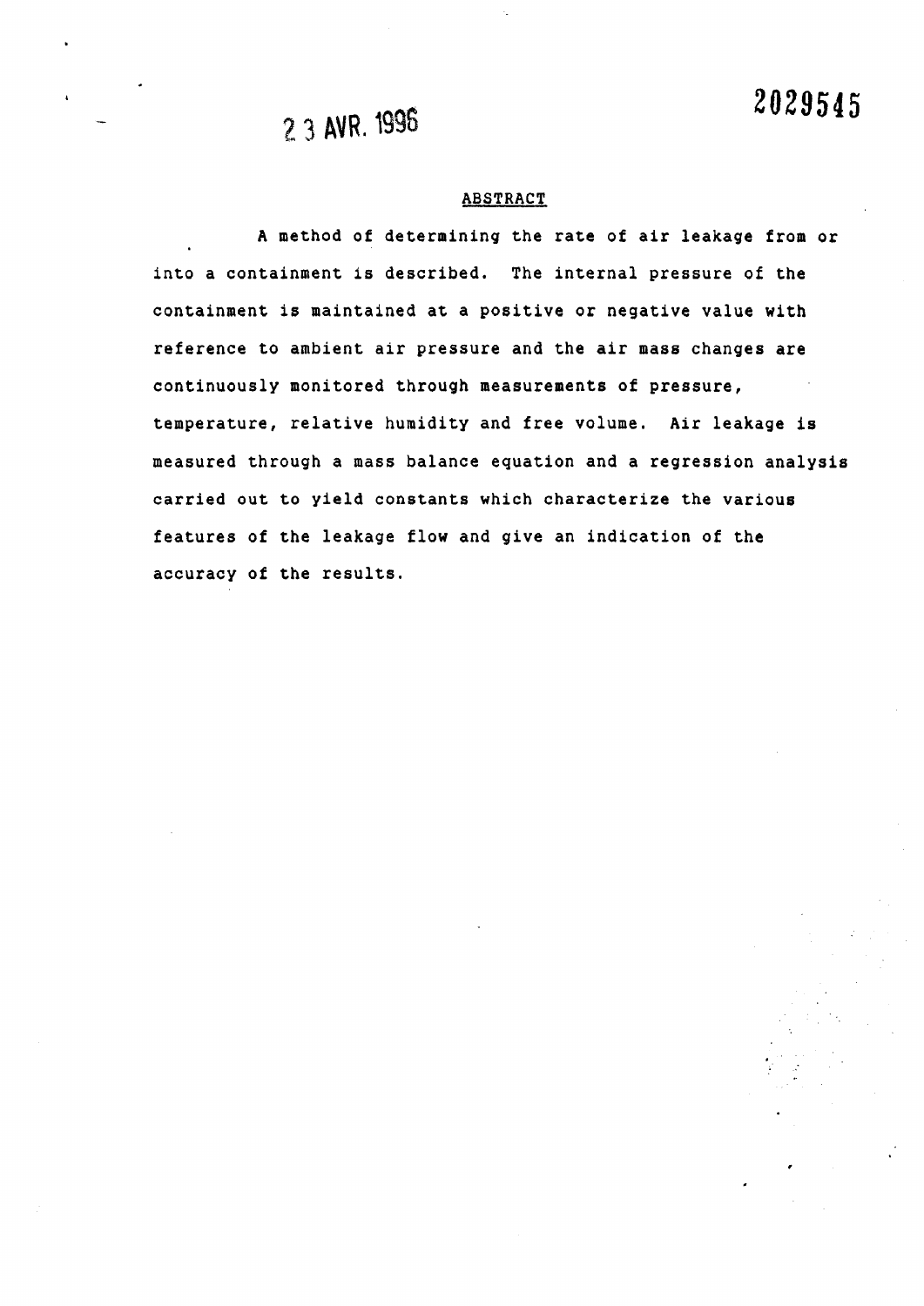2 3 AVR. 1996

2029545

## ABSTRACT

A method of determining the rate of air leakage from or into a containment is described. The internal pressure of the containment is maintained at a positive or negative value with reference to ambient air pressure and the air mass changes are continuously monitored through measurements of pressure, temperature, relative humidity and free volume. Air leakage is measured through a mass balance equation and a regression analysis carried out to yield constants which characterize the various features of the leakage flow and give an indication of the accuracy of the results.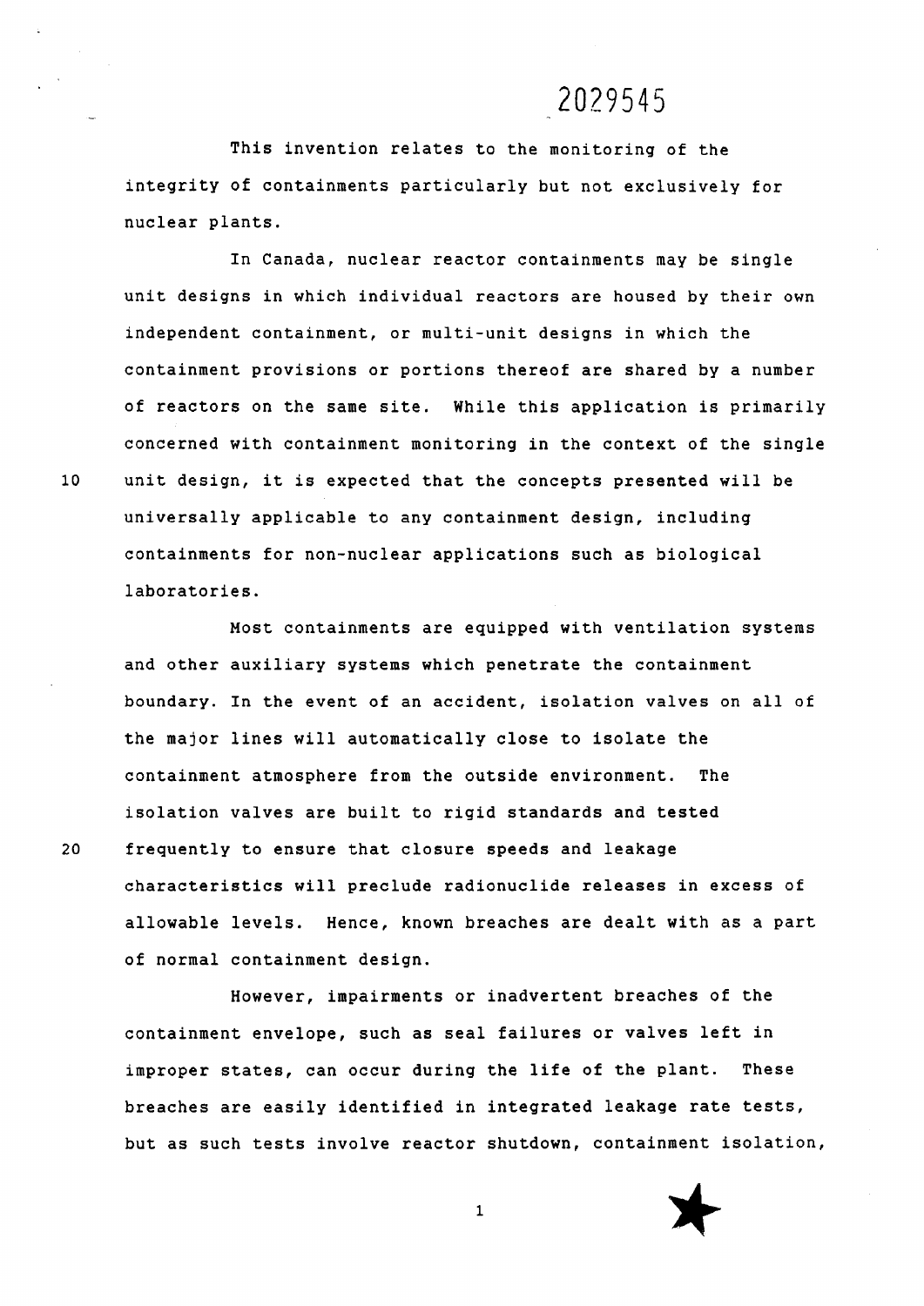This invention relates to the monitoring of the integrity of containments particularly but not exclusively for nuclear plants.

In Canada, nuclear reactor containments may be single unit designs in which individual reactors are housed by their own independent containment, or multi-unit designs in which the containment provisions or portions thereof are shared by a number of reactors on the same site. While this application is primarily concerned with containment monitoring in the context of the single unit design, it is expected that the concepts presented will be universally applicable to any containment design, including containments for non-nuclear applications such as biological laboratories.

Most containments are equipped with ventilation systems and other auxiliary systems which penetrate the containment boundary. In the event of an accident, isolation valves on all of the major lines will automatically close to isolate the containment atmosphere from the outside environment. The isolation valves are built to rigid standards and tested frequently to ensure that closure speeds and leakage characteristics will preclude radionuclide releases in excess of allowable levels. Hence, known breaches are dealt with as a part of normal containment design.

However, impairments or inadvertent breaches of the containment envelope, such as seal failures or valves left in improper states, can occur during the life of the plant. These breaches are easily identified in integrated leakage rate tests, but as such tests involve reactor shutdown, containment isolation,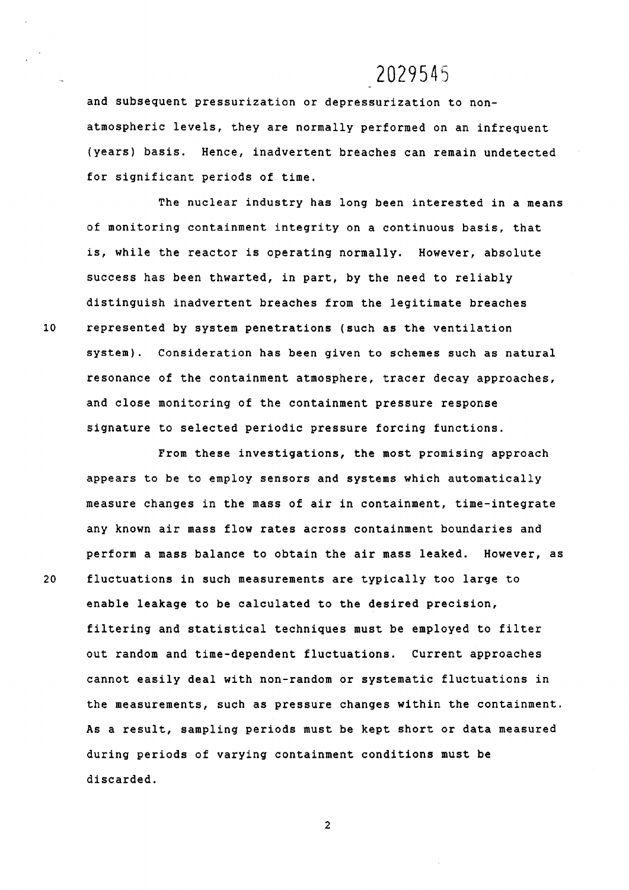and subsequent pressurization or depressurization to non-atmospheric levels, they are normally performed on an infrequent (years) basis. Hence, inadvertent breaches can remain undetected for significant periods of time.

The nuclear industry has long been interested in a means of monitoring containment integrity on a continuous basis, that is, while the reactor is operating normally. However, absolute success has been thwarted, in part, by the need to reliably distinguish inadvertent breaches from the legitimate breaches represented by system penetrations (such as the ventilation system). Consideration has been given to schemes such as natural resonance of the containment atmosphere, tracer decay approaches, and close monitoring of the containment pressure response signature to selected periodic pressure forcing functions.

From these investigations, the most promising approach appears to be to employ sensors and systems which automatically measure changes in the mass of air in containment, time-integrate any known air mass flow rates across containment boundaries and perform a mass balance to obtain the air mass leaked. However, as fluctuations in such measurements are typically too large to enable leakage to be calculated to the desired precision, filtering and statistical techniques must be employed to filter out random and time-dependent fluctuations. Current approaches cannot easily deal with non-random or systematic fluctuations in the measurements, such as pressure changes within the containment. As a result, sampling periods must be kept short or data measured during periods of varying containment conditions must be discarded.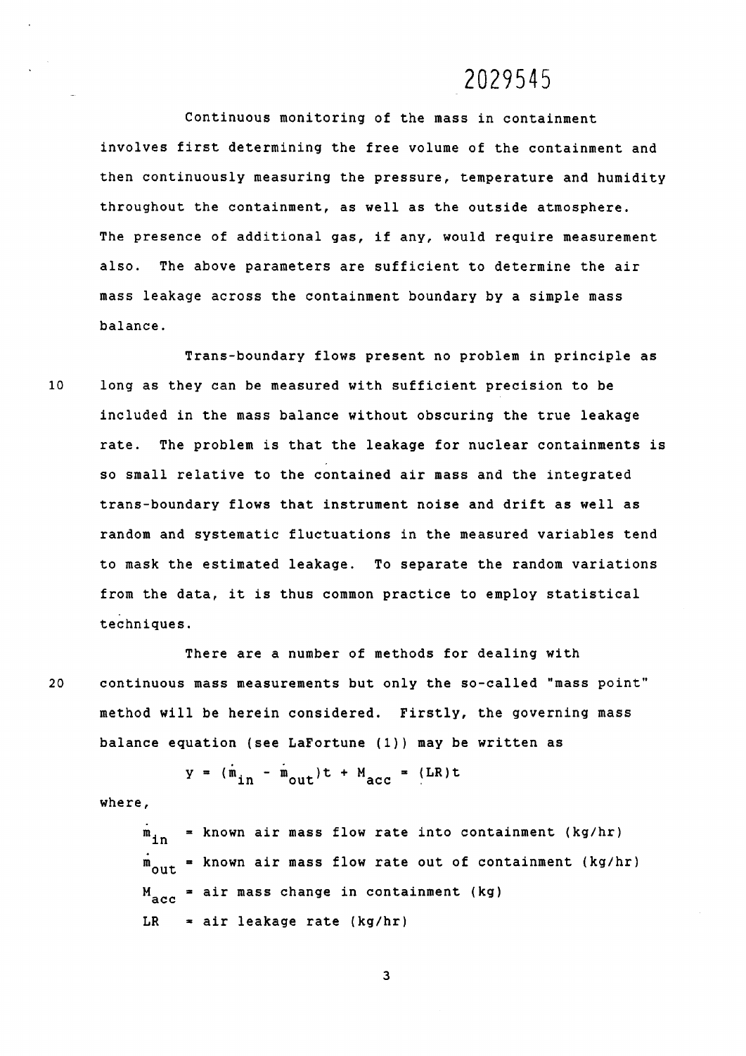Continuous monitoring of the mass in containment involves first determining the free volume of the containment and then continuously measuring the pressure, temperature and humidity throughout the containment, as well as the outside atmosphere. The presence of additional gas, if any, would require measurement also. The above parameters are sufficient to determine the air mass leakage across the containment boundary by a simple mass balance.

Trans-boundary flows present no problem in principle as long as they can be measured with sufficient precision to be included in the mass balance without obscuring the true leakage rate. The problem is that the leakage for nuclear containments is so small relative to the contained air mass and the integrated trans-boundary flows that instrument noise and drift as well as random and systematic fluctuations in the measured variables tend to mask the estimated leakage. To separate the random variations from the data, it is thus common practice to employ statistical techniques.

There are a number of methods for dealing with continuous mass measurements but only the so-called "mass point" method will be herein considered. Firstly, the governing mass balance equation (see LaFortune (1)) may be written as

$$y = (\dot{m}_{in} - \dot{m}_{out})t + M_{acc} = (LR)t$$

where,

$\dot{m}_{in}$ = known air mass flow rate into containment (kg/hr)

$\dot{m}_{out}$ = known air mass flow rate out of containment (kg/hr)

$M_{acc}$ = air mass change in containment (kg)

$LR$ = air leakage rate (kg/hr)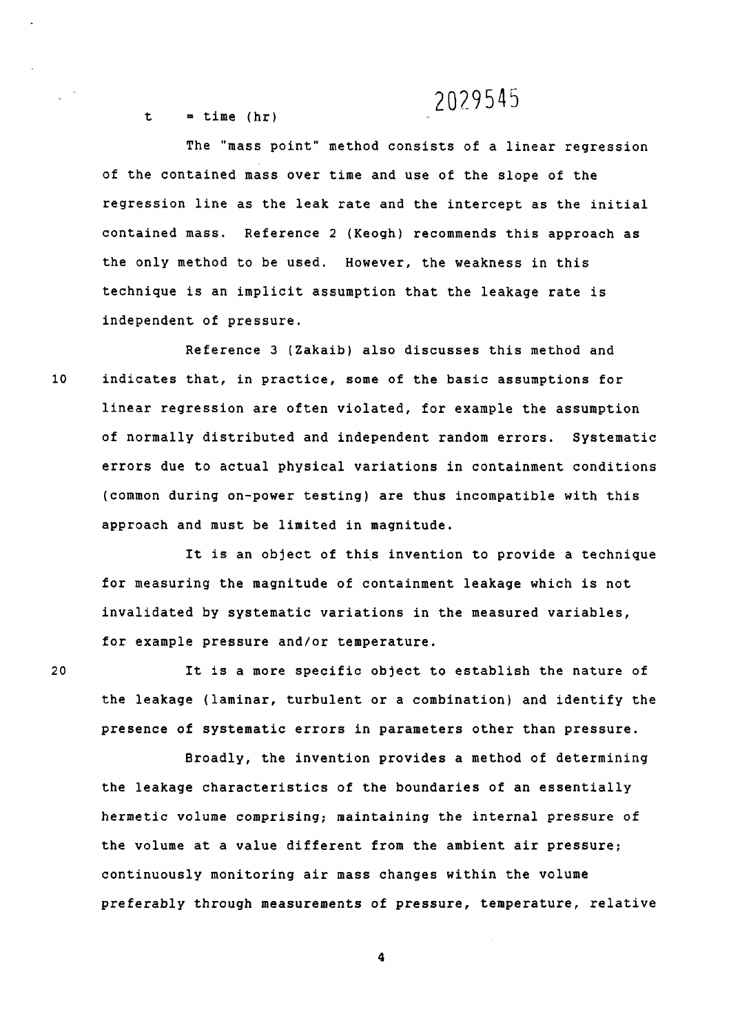$t$ = time (hr)

The "mass point" method consists of a linear regression of the contained mass over time and use of the slope of the regression line as the leak rate and the intercept as the initial contained mass. Reference 2 (Keogh) recommends this approach as the only method to be used. However, the weakness in this technique is an implicit assumption that the leakage rate is independent of pressure.

Reference 3 (Zakaib) also discusses this method and indicates that, in practice, some of the basic assumptions for linear regression are often violated, for example the assumption of normally distributed and independent random errors. Systematic errors due to actual physical variations in containment conditions (common during on-power testing) are thus incompatible with this approach and must be limited in magnitude.

It is an object of this invention to provide a technique for measuring the magnitude of containment leakage which is not invalidated by systematic variations in the measured variables, for example pressure and/or temperature.

It is a more specific object to establish the nature of the leakage (laminar, turbulent or a combination) and identify the presence of systematic errors in parameters other than pressure.

Broadly, the invention provides a method of determining the leakage characteristics of the boundaries of an essentially hermetic volume comprising; maintaining the internal pressure of the volume at a value different from the ambient air pressure; continuously monitoring air mass changes within the volume preferably through measurements of pressure, temperature, relative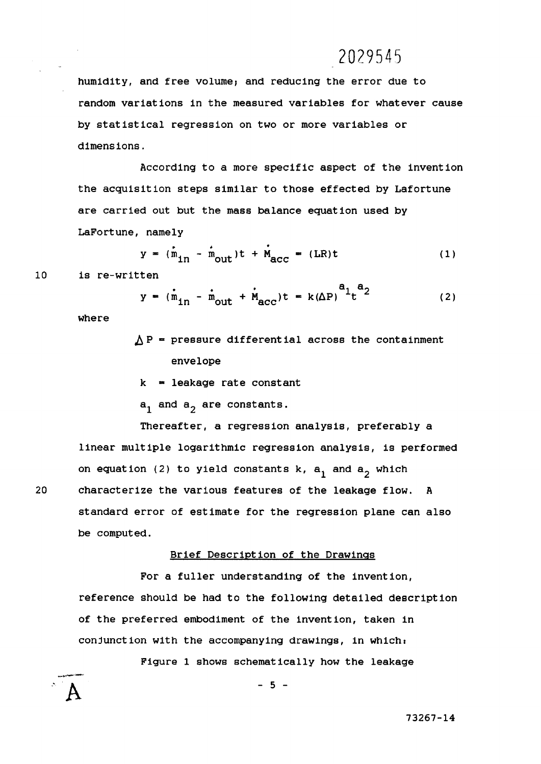humidity, and free volume; and reducing the error due to random variations in the measured variables for whatever cause by statistical regression on two or more variables or dimensions.

According to a more specific aspect of the invention the acquisition steps similar to those effected by Lafortune are carried out but the mass balance equation used by LaFortune, namely

$$y = (\dot{m}_{in} - \dot{m}_{out})t + \dot{M}_{acc} = (LR)t \qquad (1)$$

is re-written

$$y = (\dot{m}_{in} - \dot{m}_{out} + \dot{M}_{acc})t = k(\Delta P)^{a_1}t^{a_2} \qquad (2)$$

where

$\Delta P$ = pressure differential across the containment envelope

$k$ = leakage rate constant

$a_1$ and $a_2$ are constants.

Thereafter, a regression analysis, preferably a linear multiple logarithmic regression analysis, is performed on equation (2) to yield constants $k$, $a_1$ and $a_2$ which characterize the various features of the leakage flow. A standard error of estimate for the regression plane can also be computed.

## Brief Description of the Drawings

For a fuller understanding of the invention, reference should be had to the following detailed description of the preferred embodiment of the invention, taken in conjunction with the accompanying drawings, in which:

Figure 1 shows schematically how the leakage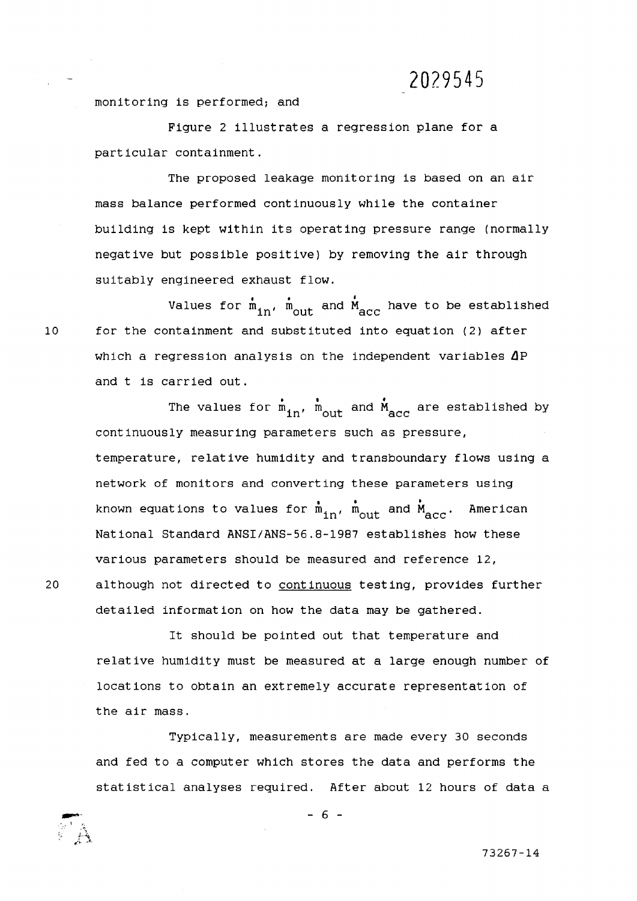monitoring is performed; and

Figure 2 illustrates a regression plane for a particular containment.

The proposed leakage monitoring is based on an air mass balance performed continuously while the container building is kept within its operating pressure range (normally negative but possible positive) by removing the air through suitably engineered exhaust flow.

Values for $\dot{m}_{in}$, $\dot{m}_{out}$ and $\dot{M}_{acc}$ have to be established for the containment and substituted into equation (2) after which a regression analysis on the independent variables $\Delta P$ and t is carried out.

The values for $\dot{m}_{in}$, $\dot{m}_{out}$ and $\dot{M}_{acc}$ are established by continuously measuring parameters such as pressure, temperature, relative humidity and transboundary flows using a network of monitors and converting these parameters using known equations to values for $\dot{m}_{in}$, $\dot{m}_{out}$ and $\dot{M}_{acc}$. American National Standard ANSI/ANS-56.8-1987 establishes how these various parameters should be measured and reference 12, although not directed to <u>continuous</u> testing, provides further detailed information on how the data may be gathered.

It should be pointed out that temperature and relative humidity must be measured at a large enough number of locations to obtain an extremely accurate representation of the air mass.

Typically, measurements are made every 30 seconds and fed to a computer which stores the data and performs the statistical analyses required. After about 12 hours of data a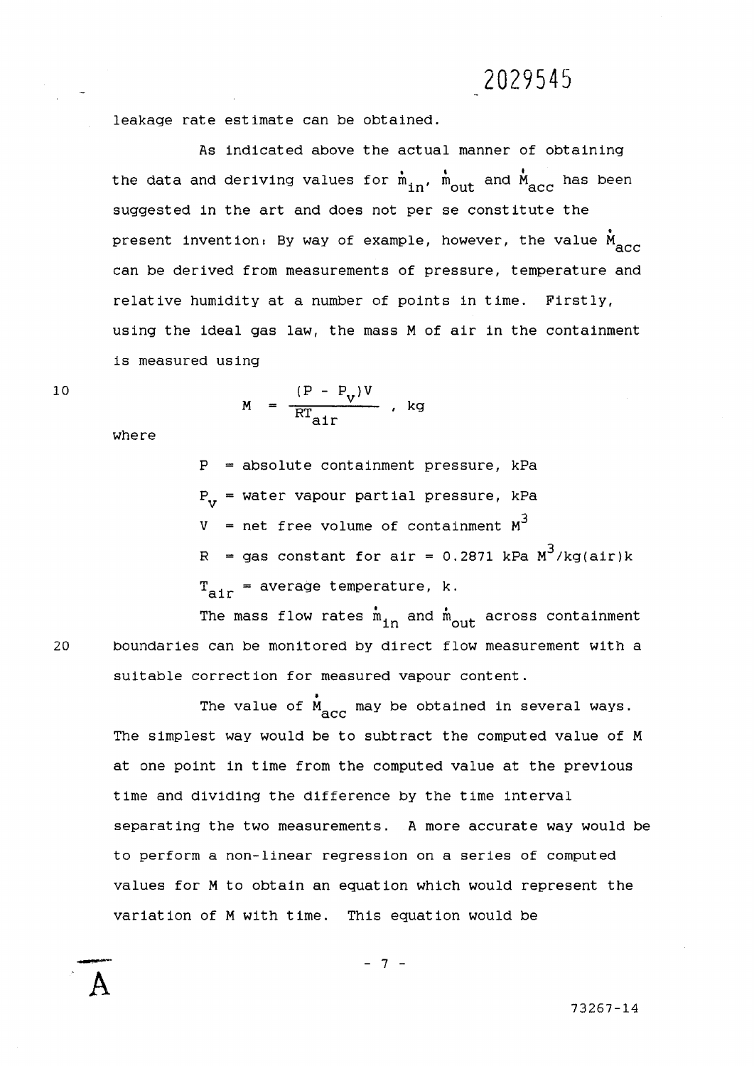leakage rate estimate can be obtained.

As indicated above the actual manner of obtaining the data and deriving values for $\dot{m}_{in}$, $\dot{m}_{out}$ and $\dot{M}_{acc}$ has been suggested in the art and does not per se constitute the present invention. By way of example, however, the value $\dot{M}_{acc}$ can be derived from measurements of pressure, temperature and relative humidity at a number of points in time. Firstly, using the ideal gas law, the mass M of air in the containment is measured using

$$M = \frac{(P - P_v)V}{RT_{air}}, \text{ kg}$$

where

$P$ = absolute containment pressure, kPa

$P_v$ = water vapour partial pressure, kPa

$V$ = net free volume of containment $M^3$

$R$ = gas constant for air = 0.2871 kPa $M^3$/kg(air)k

$T_{air}$ = average temperature, k.

The mass flow rates $\dot{m}_{in}$ and $\dot{m}_{out}$ across containment boundaries can be monitored by direct flow measurement with a suitable correction for measured vapour content.

The value of $\dot{M}_{acc}$ may be obtained in several ways. The simplest way would be to subtract the computed value of M at one point in time from the computed value at the previous time and dividing the difference by the time interval separating the two measurements. A more accurate way would be to perform a non-linear regression on a series of computed values for M to obtain an equation which would represent the variation of M with time. This equation would be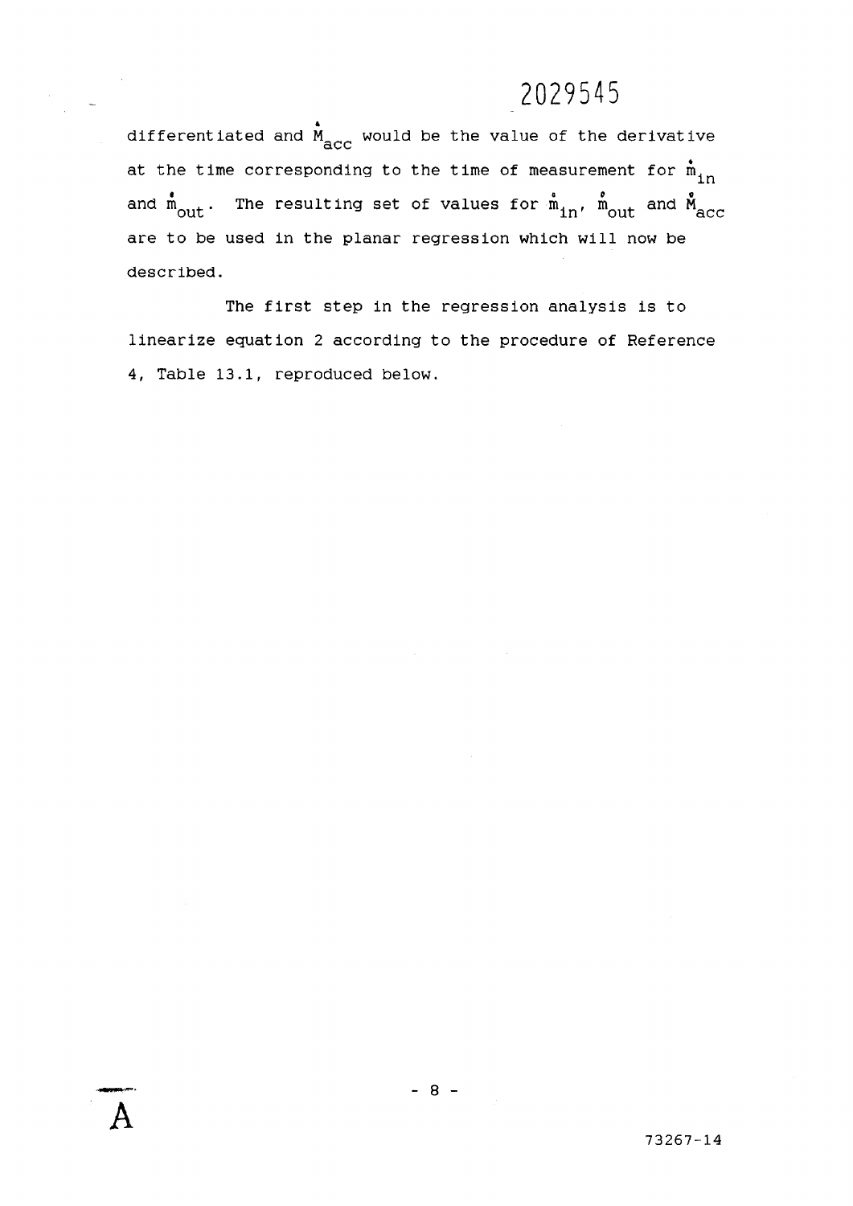differentiated and $\dot{M}_{acc}$ would be the value of the derivative at the time corresponding to the time of measurement for $\dot{m}_{in}$ and $\dot{m}_{out}$. The resulting set of values for $\dot{m}_{in}$, $\dot{m}_{out}$ and $\dot{M}_{acc}$ are to be used in the planar regression which will now be described.

The first step in the regression analysis is to linearize equation 2 according to the procedure of Reference 4, Table 13.1, reproduced below.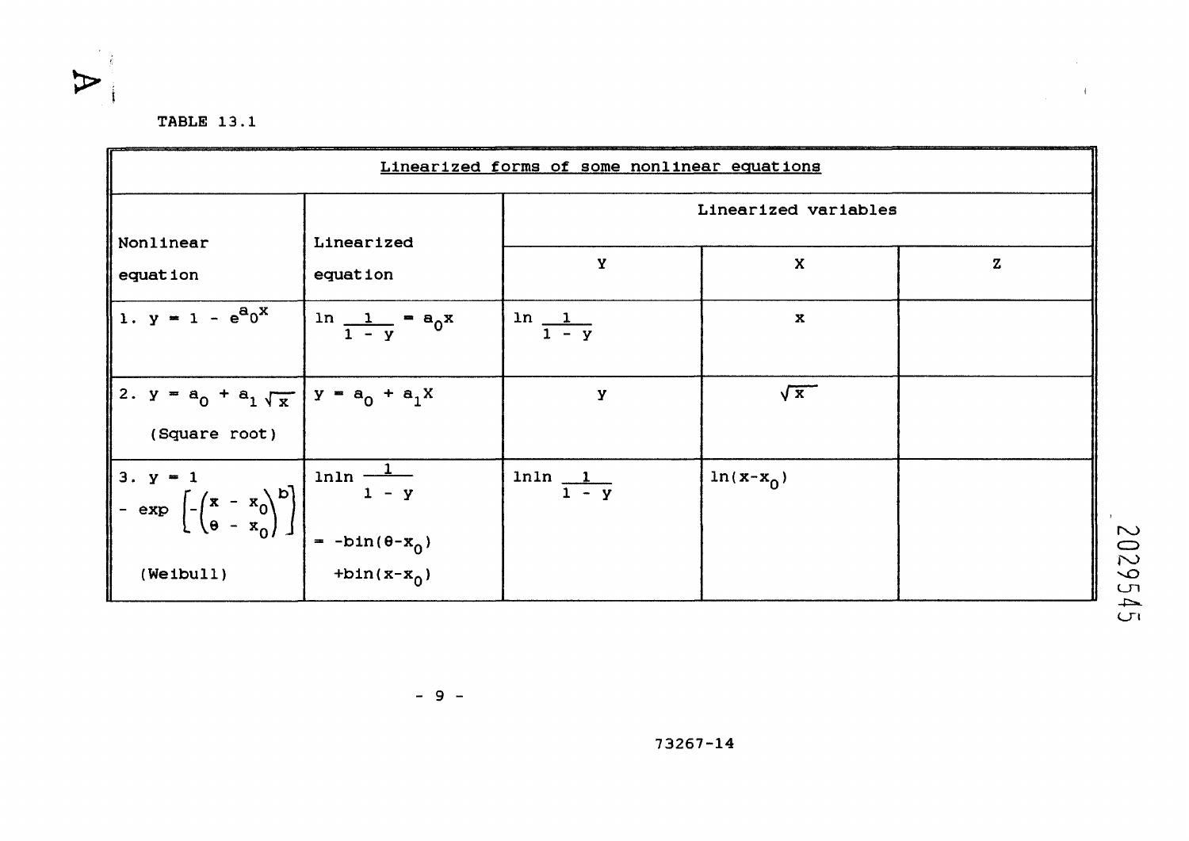TABLE 13.1

| Linearized forms of some nonlinear equations | | | | |
|---|---|---|---|---|
| Nonlinear equation | Linearized equation | Linearized variables | | |
| | | Y | X | Z |
| 1. $y = 1 - e^{a_0 x}$ | $\ln \frac{1}{1 - y} = a_0 x$ | $\ln \frac{1}{1 - y}$ | $x$ | |
| 2. $y = a_0 + a_1 \sqrt{x}$ (Square root) | $y = a_0 + a_1 X$ | $y$ | $\sqrt{x}$ | |
| 3. $y = 1 - \exp\left[-\left(\frac{x - x_0}{\theta - x_0}\right)^b\right]$ (Weibull) | $\ln\ln \frac{1}{1 - y} = -b\ln(\theta - x_0) + b\ln(x - x_0)$ | $\ln\ln \frac{1}{1 - y}$ | $\ln(x - x_0)$ | |

73267-14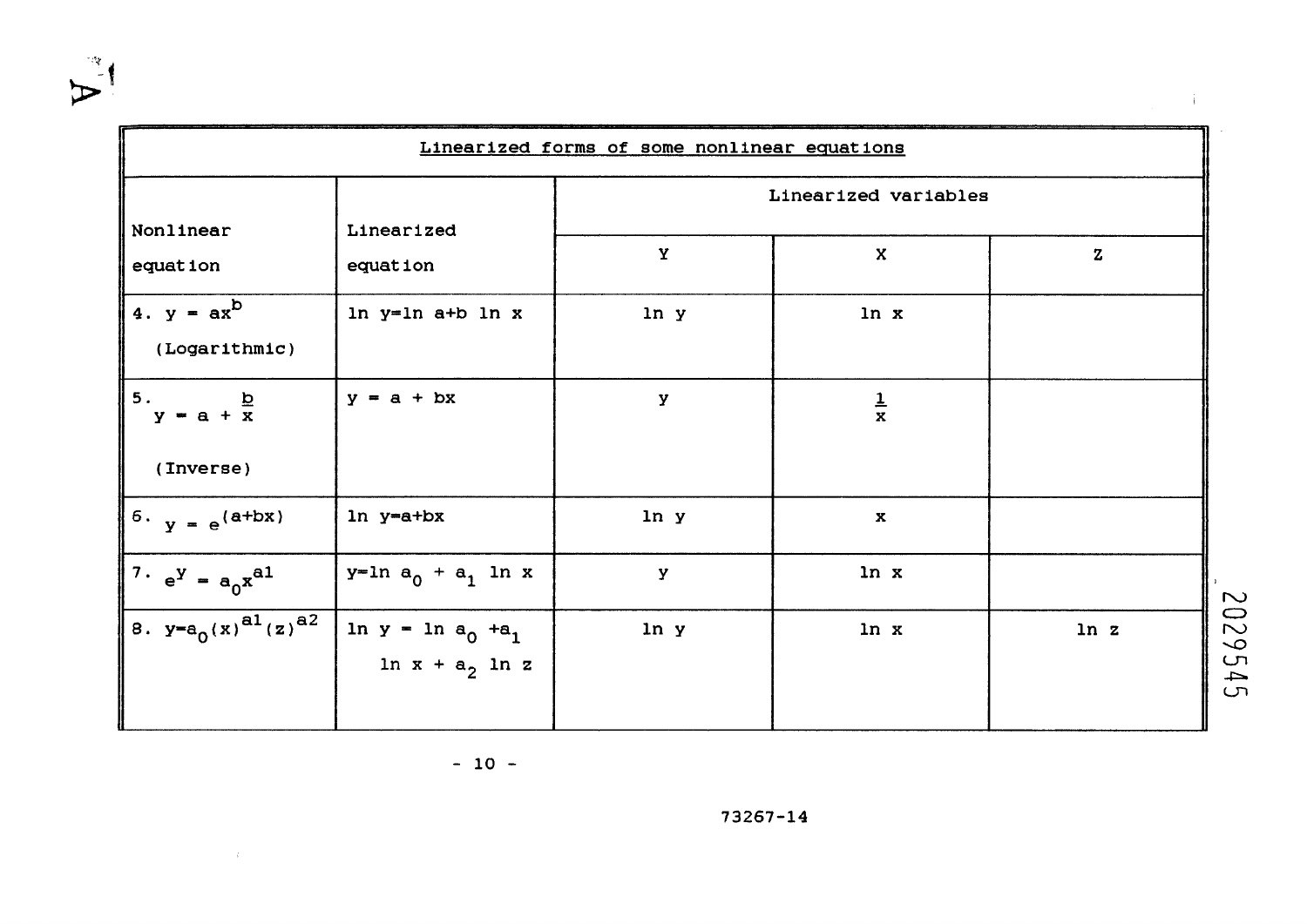| Linearized forms of some nonlinear equations | | | | |
|---|---|---|---|---|
| Nonlinear equation | Linearized equation | Linearized variables | | |
| | | Y | X | Z |
| 4. $y = ax^b$ (Logarithmic) | $\ln y = \ln a + b \ln x$ | $\ln y$ | $\ln x$ | |
| 5. $y = a + \frac{b}{x}$ (Inverse) | $y = a + bx$ | $y$ | $\frac{1}{x}$ | |
| 6. $y = e^{(a+bx)}$ | $\ln y = a + bx$ | $\ln y$ | $x$ | |
| 7. $e^y = a_0 x^{a1}$ | $y = \ln a_0 + a_1 \ln x$ | $y$ | $\ln x$ | |
| 8. $y = a_0 (x)^{a1} (z)^{a2}$ | $\ln y = \ln a_0 + a_1 \ln x + a_2 \ln z$ | $\ln y$ | $\ln x$ | $\ln z$ |

73267-14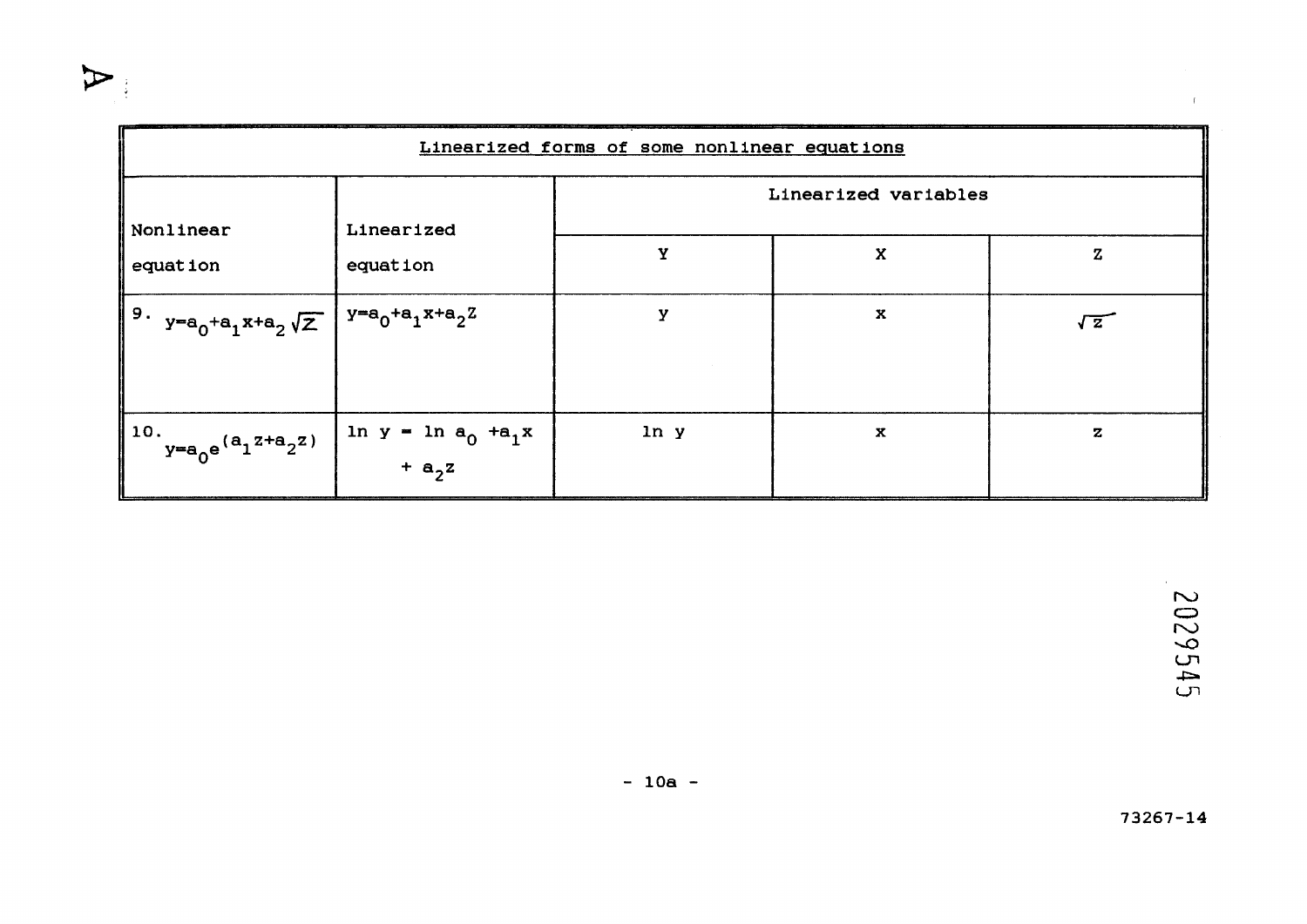| Linearized forms of some nonlinear equations | | | | |
|---|---|---|---|---|
| Nonlinear equation | Linearized equation | Linearized variables | | |
| | | Y | X | Z |
| 9. $y=a_0+a_1x+a_2\sqrt{Z}$ | $Y=a_0+a_1X+a_2Z$ | $y$ | $x$ | $\sqrt{z}$ |
| 10. $y=a_0e^{(a_1z+a_2z)}$ | $\ln y = \ln a_0 + a_1X + a_2Z$ | $\ln y$ | $x$ | $z$ |

2029545

73267-14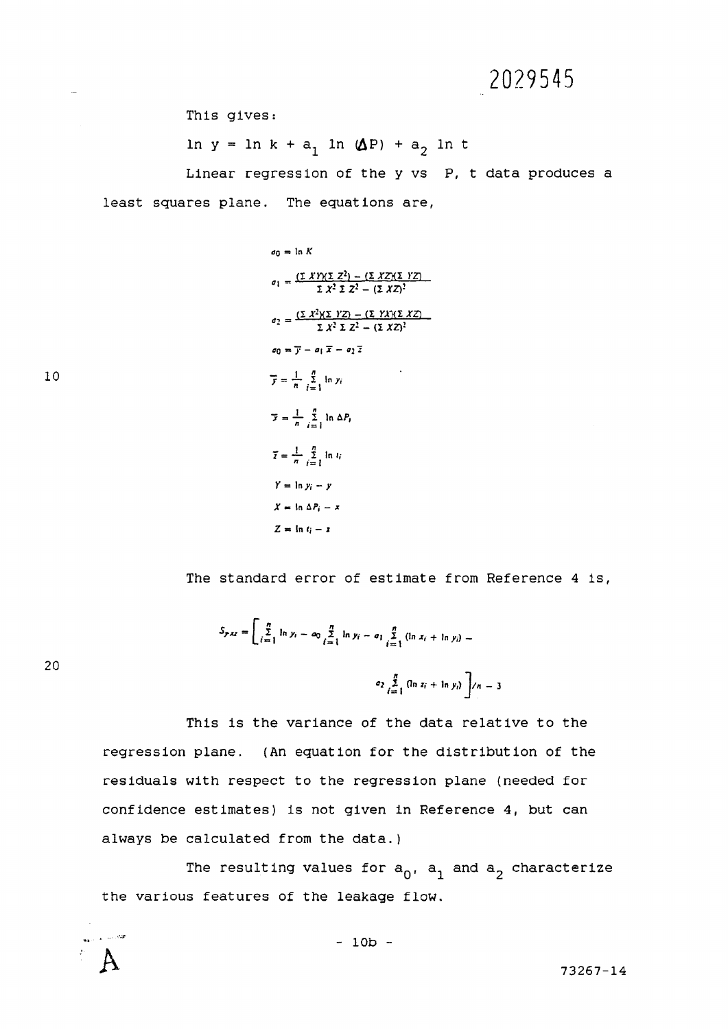This gives:

$$\ln y = \ln k + a_1 \ln (\Delta P) + a_2 \ln t$$

Linear regression of the y vs P, t data produces a least squares plane. The equations are,

$$a_0 = \ln K$$

$$a_1 = \frac{(\Sigma XY)(\Sigma Z^2) - (\Sigma XZ)(\Sigma YZ)}{\Sigma X^2 \Sigma Z^2 - (\Sigma XZ)^2}$$

$$a_2 = \frac{(\Sigma X^2)(\Sigma YZ) - (\Sigma YX)(\Sigma XZ)}{\Sigma X^2 \Sigma Z^2 - (\Sigma XZ)^2}$$

$$a_0 = \overline{y} - a_1 \overline{x} - a_2 \overline{z}$$

$$\overline{y} = \frac{1}{n} \sum_{i=1}^{n} \ln y_i$$

$$\overline{y} = \frac{1}{n} \sum_{i=1}^{n} \ln \Delta P_i$$

$$\overline{z} = \frac{1}{n} \sum_{i=1}^{n} \ln t_i$$

$$Y = \ln y_i - y$$

$$X = \ln \Delta P_i - x$$

$$Z = \ln t_i - z$$

The standard error of estimate from Reference 4 is,

$$S_{yxz} = \left[ \sum_{i=1}^{n} \ln y_i - a_0 \sum_{i=1}^{n} \ln y_i - a_1 \sum_{i=1}^{n} (\ln x_i + \ln y_i) - a_2 \sum_{i=1}^{n} (\ln z_i + \ln y_i) \right] / n - 3$$

This is the variance of the data relative to the regression plane. (An equation for the distribution of the residuals with respect to the regression plane (needed for confidence estimates) is not given in Reference 4, but can always be calculated from the data.)

The resulting values for $a_0$, $a_1$ and $a_2$ characterize the various features of the leakage flow.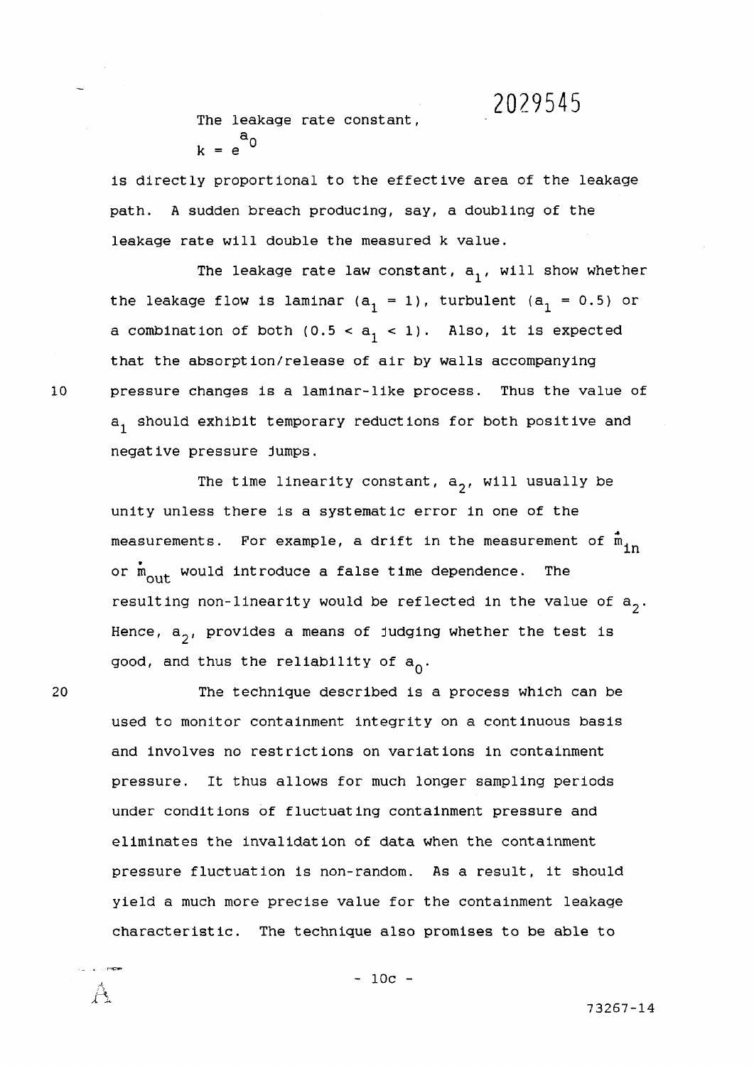The leakage rate constant,

$$k = e^{a_0}$$

is directly proportional to the effective area of the leakage path. A sudden breach producing, say, a doubling of the leakage rate will double the measured k value.

The leakage rate law constant, $a_1$, will show whether the leakage flow is laminar ($a_1 = 1$), turbulent ($a_1 = 0.5$) or a combination of both ($0.5 < a_1 < 1$). Also, it is expected that the absorption/release of air by walls accompanying pressure changes is a laminar-like process. Thus the value of $a_1$ should exhibit temporary reductions for both positive and negative pressure jumps.

The time linearity constant, $a_2$, will usually be unity unless there is a systematic error in one of the measurements. For example, a drift in the measurement of $\dot{m}_{in}$ or $\dot{m}_{out}$ would introduce a false time dependence. The resulting non-linearity would be reflected in the value of $a_2$. Hence, $a_2$, provides a means of judging whether the test is good, and thus the reliability of $a_0$.

The technique described is a process which can be used to monitor containment integrity on a continuous basis and involves no restrictions on variations in containment pressure. It thus allows for much longer sampling periods under conditions of fluctuating containment pressure and eliminates the invalidation of data when the containment pressure fluctuation is non-random. As a result, it should yield a much more precise value for the containment leakage characteristic. The technique also promises to be able to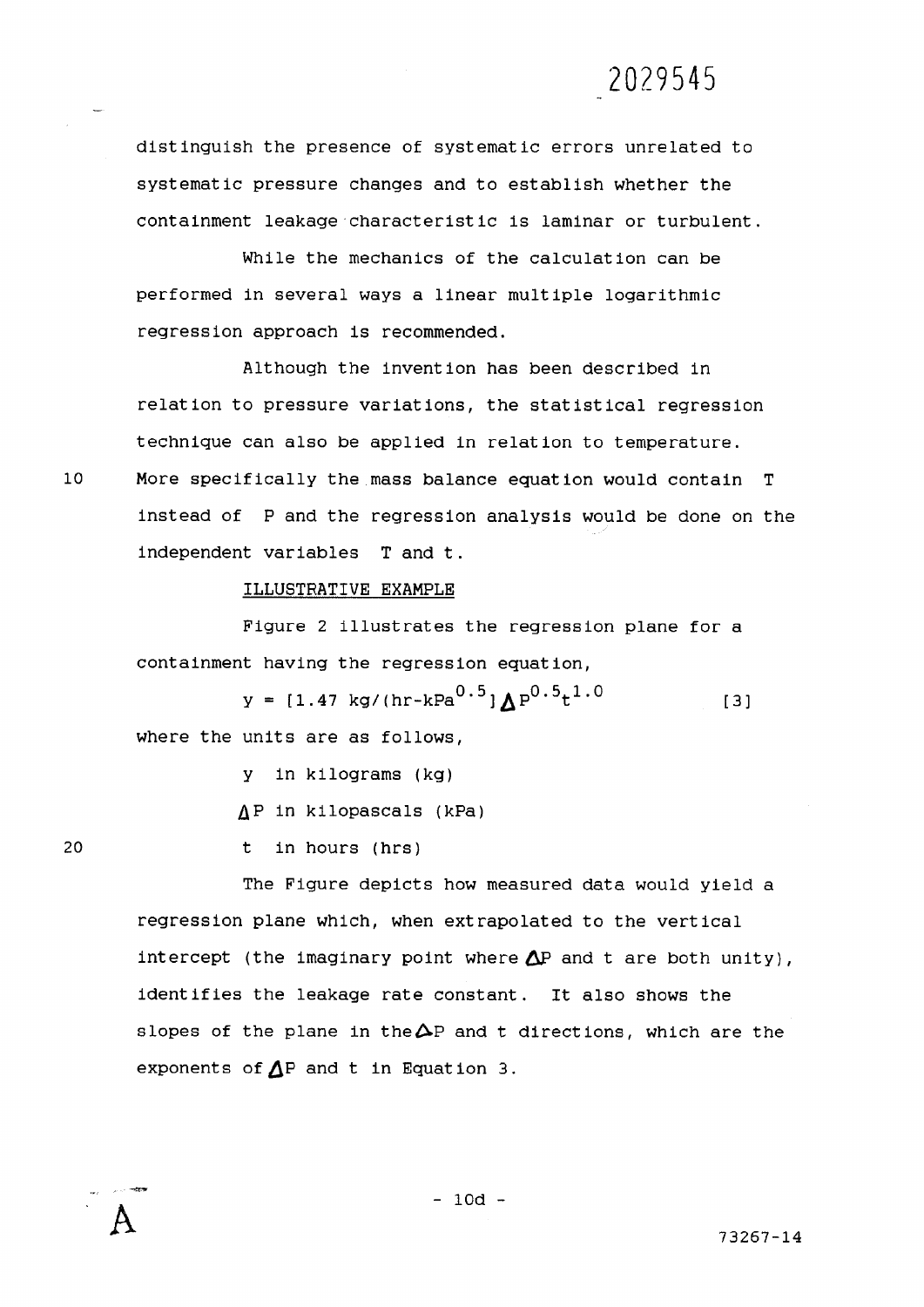distinguish the presence of systematic errors unrelated to systematic pressure changes and to establish whether the containment leakage characteristic is laminar or turbulent.

While the mechanics of the calculation can be performed in several ways a linear multiple logarithmic regression approach is recommended.

Although the invention has been described in relation to pressure variations, the statistical regression technique can also be applied in relation to temperature. More specifically the mass balance equation would contain T instead of P and the regression analysis would be done on the independent variables T and t.

ILLUSTRATIVE EXAMPLE

Figure 2 illustrates the regression plane for a containment having the regression equation,

$$y = [1.47 \text{ kg/(hr-kPa}^{0.5})]\Delta P^{0.5}t^{1.0} \quad [3]$$

where the units are as follows,

y in kilograms (kg)

$\Delta P$ in kilopascals (kPa)

t in hours (hrs)

The Figure depicts how measured data would yield a regression plane which, when extrapolated to the vertical intercept (the imaginary point where $\Delta P$ and t are both unity), identifies the leakage rate constant. It also shows the slopes of the plane in the $\Delta P$ and t directions, which are the exponents of $\Delta P$ and t in Equation 3.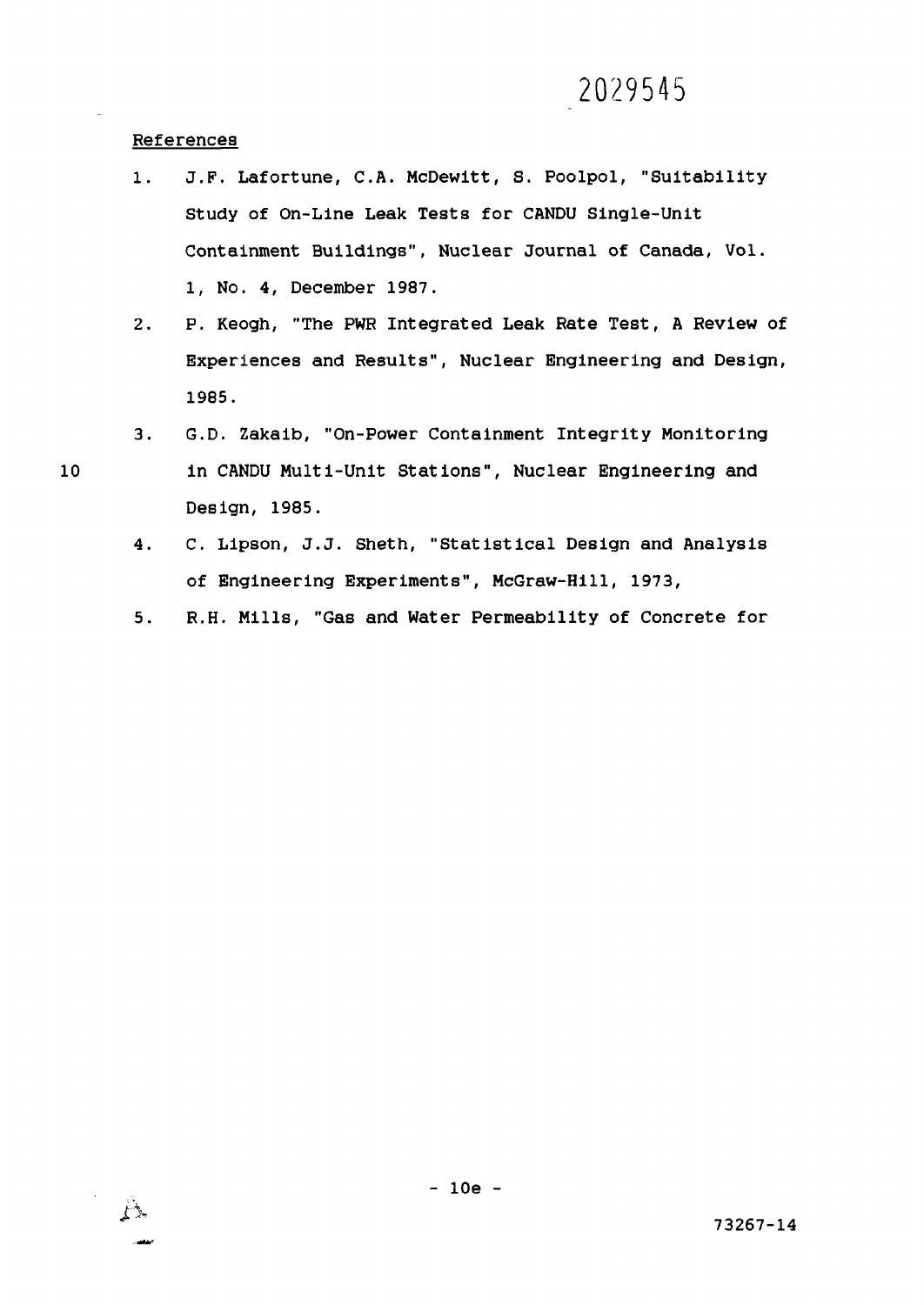References

1. J.F. Lafortune, C.A. McDewitt, S. Poolpol, "Suitability Study of On-Line Leak Tests for CANDU Single-Unit Containment Buildings", Nuclear Journal of Canada, Vol. 1, No. 4, December 1987.
2. P. Keogh, "The PWR Integrated Leak Rate Test, A Review of Experiences and Results", Nuclear Engineering and Design, 1985.
3. G.D. Zakaib, "On-Power Containment Integrity Monitoring in CANDU Multi-Unit Stations", Nuclear Engineering and Design, 1985.
4. C. Lipson, J.J. Sheth, "Statistical Design and Analysis of Engineering Experiments", McGraw-Hill, 1973,
5. R.H. Mills, "Gas and Water Permeability of Concrete for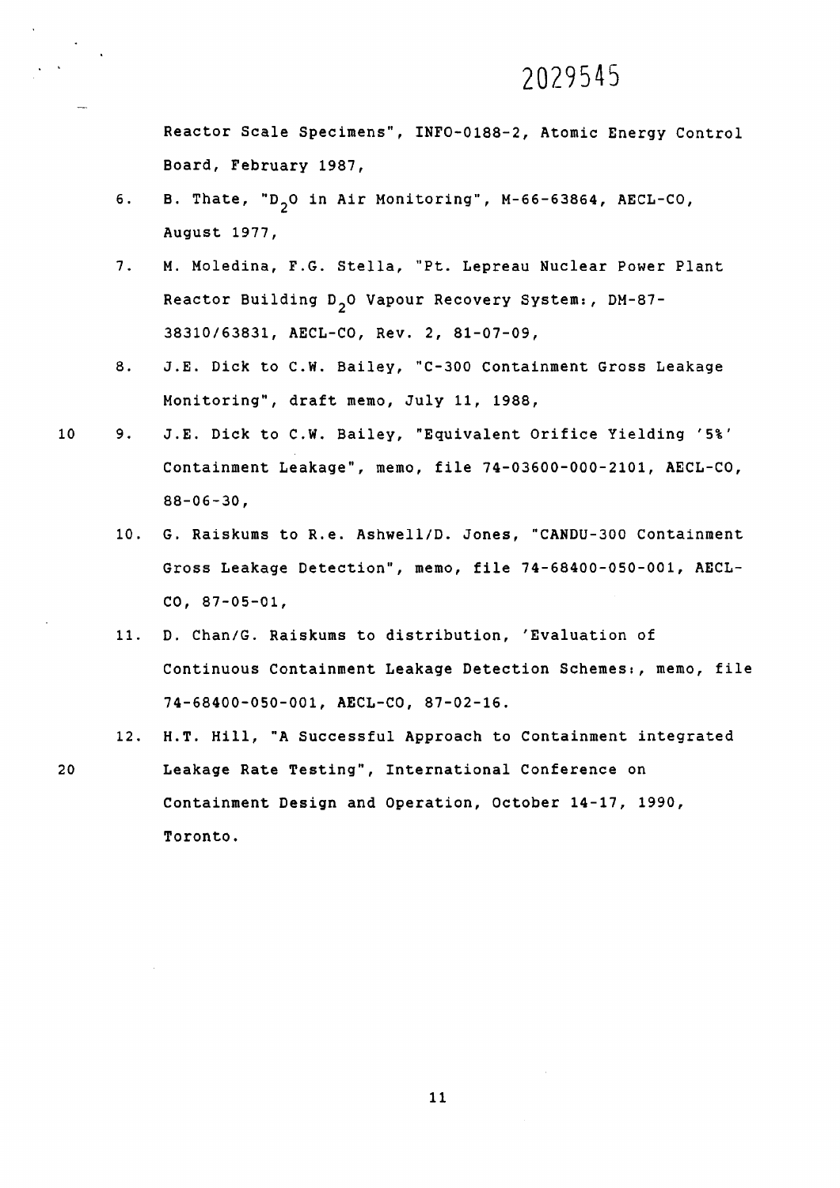Reactor Scale Specimens", INFO-0188-2, Atomic Energy Control Board, February 1987,

6. B. Thate, "$D_2O$ in Air Monitoring", M-66-63864, AECL-CO, August 1977,

7. M. Moledina, F.G. Stella, "Pt. Lepreau Nuclear Power Plant Reactor Building $D_2O$ Vapour Recovery System:, DM-87-38310/63831, AECL-CO, Rev. 2, 81-07-09,

8. J.E. Dick to C.W. Bailey, "C-300 Containment Gross Leakage Monitoring", draft memo, July 11, 1988,

9. J.E. Dick to C.W. Bailey, "Equivalent Orifice Yielding '5%' Containment Leakage", memo, file 74-03600-000-2101, AECL-CO, 88-06-30,

10. G. Raiskums to R.e. Ashwell/D. Jones, "CANDU-300 Containment Gross Leakage Detection", memo, file 74-68400-050-001, AECL-CO, 87-05-01,

11. D. Chan/G. Raiskums to distribution, 'Evaluation of Continuous Containment Leakage Detection Schemes:, memo, file 74-68400-050-001, AECL-CO, 87-02-16.

12. H.T. Hill, "A Successful Approach to Containment integrated Leakage Rate Testing", International Conference on Containment Design and Operation, October 14-17, 1990, Toronto.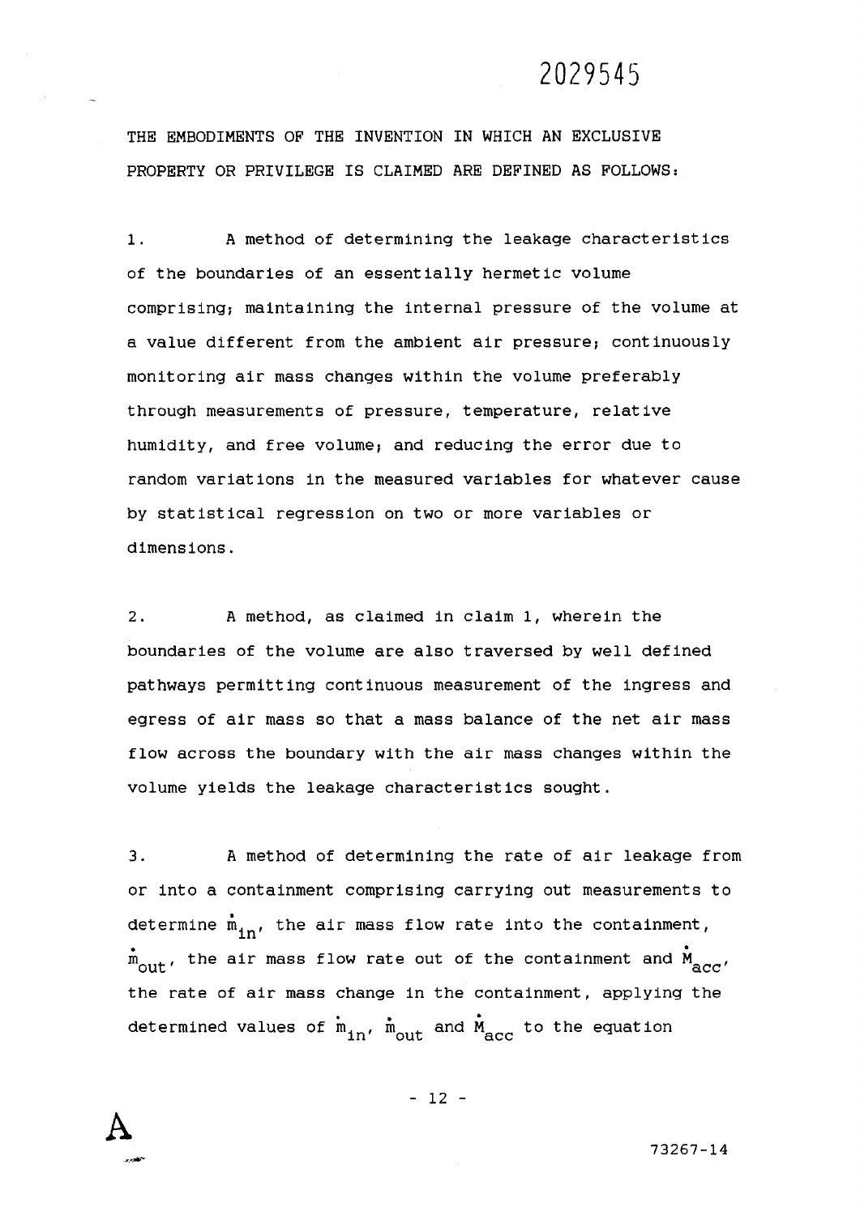THE EMBODIMENTS OF THE INVENTION IN WHICH AN EXCLUSIVE PROPERTY OR PRIVILEGE IS CLAIMED ARE DEFINED AS FOLLOWS:

1. A method of determining the leakage characteristics of the boundaries of an essentially hermetic volume comprising; maintaining the internal pressure of the volume at a value different from the ambient air pressure; continuously monitoring air mass changes within the volume preferably through measurements of pressure, temperature, relative humidity, and free volume; and reducing the error due to random variations in the measured variables for whatever cause by statistical regression on two or more variables or dimensions.

2. A method, as claimed in claim 1, wherein the boundaries of the volume are also traversed by well defined pathways permitting continuous measurement of the ingress and egress of air mass so that a mass balance of the net air mass flow across the boundary with the air mass changes within the volume yields the leakage characteristics sought.

3. A method of determining the rate of air leakage from or into a containment comprising carrying out measurements to determine $\dot{m}_{in}$, the air mass flow rate into the containment, $\dot{m}_{out}$, the air mass flow rate out of the containment and $\dot{M}_{acc}$, the rate of air mass change in the containment, applying the determined values of $\dot{m}_{in}$, $\dot{m}_{out}$ and $\dot{M}_{acc}$ to the equation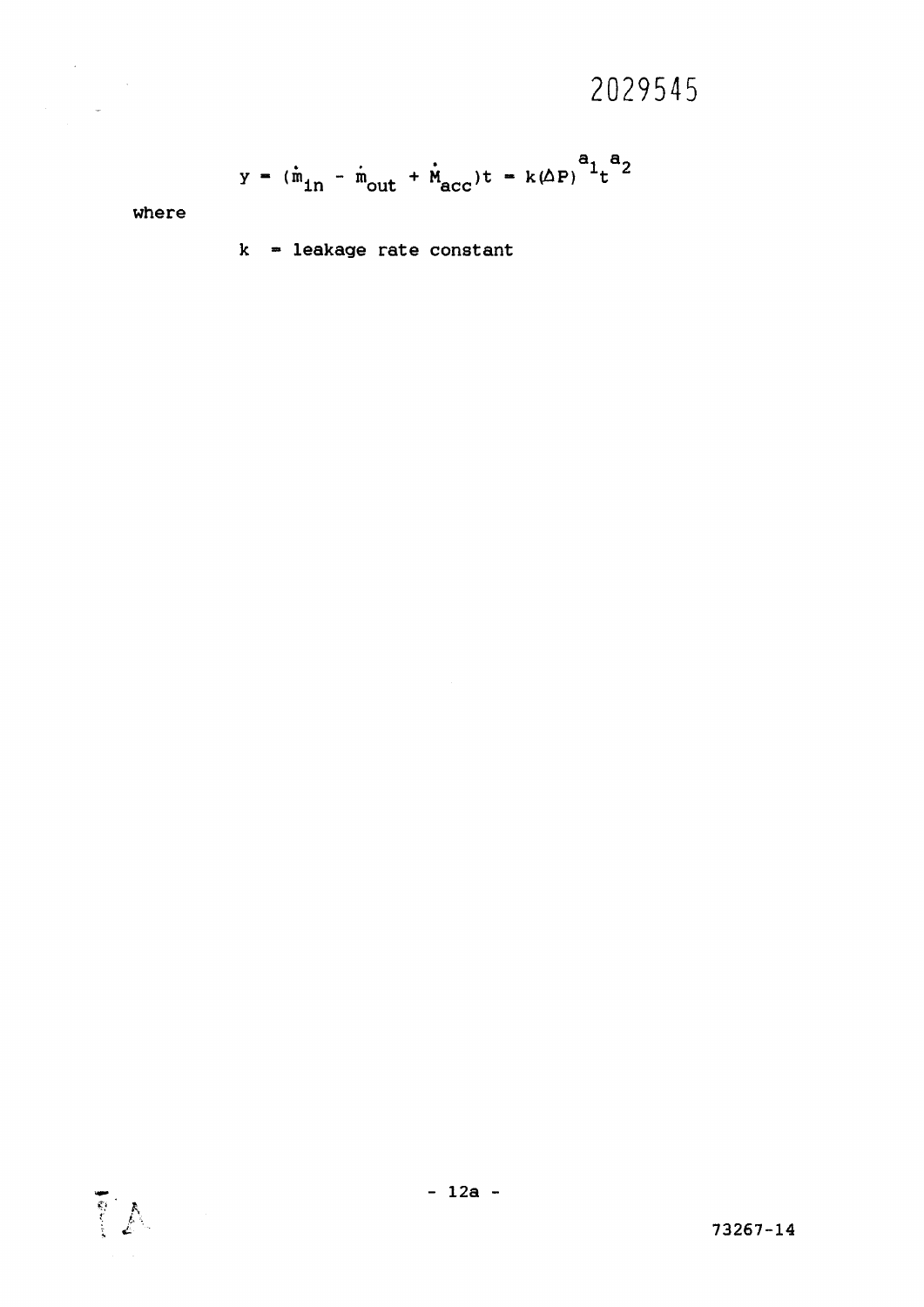$$y = (\dot{m}_{in} - \dot{m}_{out} + \dot{M}_{acc})t = k(\Delta P)^{a_1} t^{a_2}$$

where

k = leakage rate constant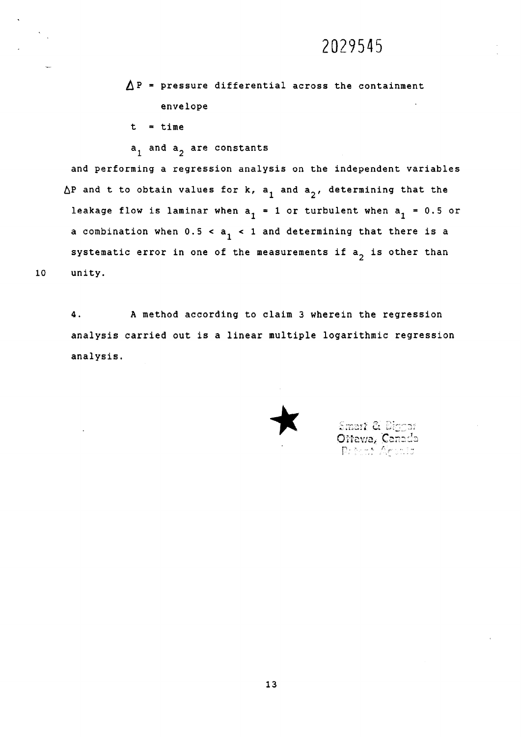$\Delta P$ = pressure differential across the containment envelope

$t$ = time

$a_1$ and $a_2$ are constants

and performing a regression analysis on the independent variables $\Delta P$ and $t$ to obtain values for $k$, $a_1$ and $a_2$, determining that the leakage flow is laminar when $a_1 = 1$ or turbulent when $a_1 = 0.5$ or a combination when $0.5 < a_1 < 1$ and determining that there is a systematic error in one of the measurements if $a_2$ is other than unity.

4. A method according to claim 3 wherein the regression analysis carried out is a linear multiple logarithmic regression analysis.

Smart & Biggar
Ottawa, Canada
Patent Agents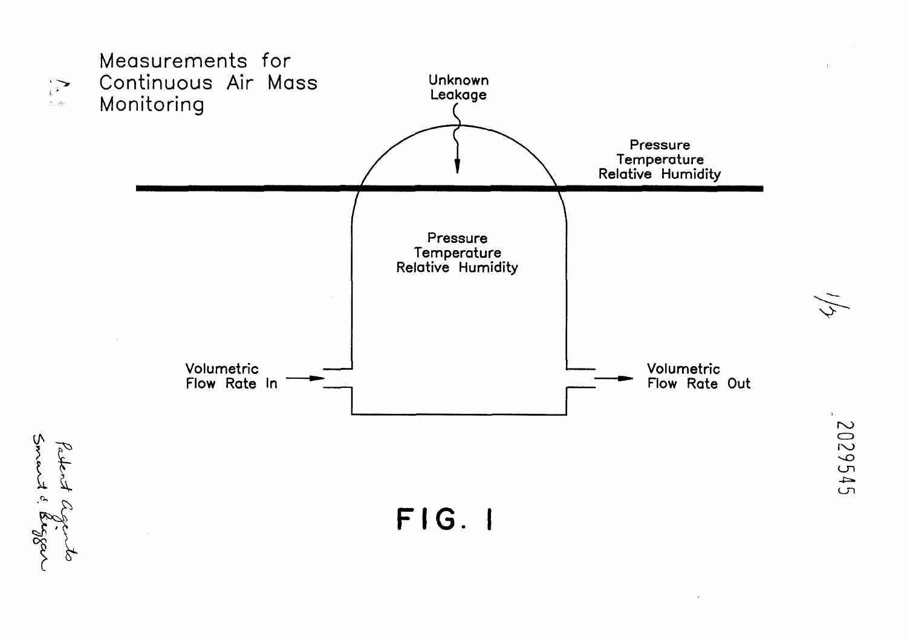Measurements for Continuous Air Mass Monitoring

Unknown Leakage

Pressure
Temperature
Relative Humidity

Pressure
Temperature
Relative Humidity

Volumetric Flow Rate In

Volumetric Flow Rate Out

FIG. 1

2029545

Patent Agents
Smart & Biggar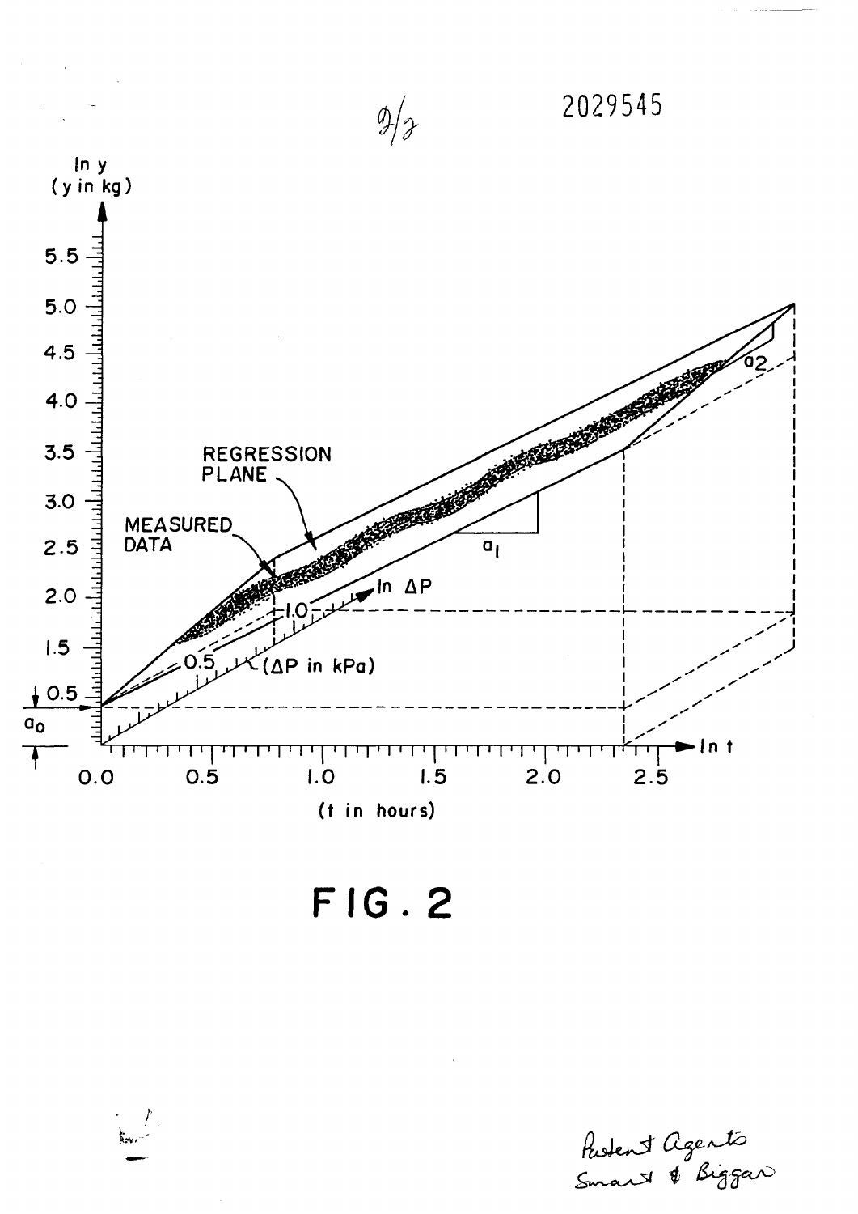2/2

2029545

ln y
(y in kg)

5.5
5.0
4.5
4.0
3.5
3.0
2.5
2.0
1.5
0.5
$a_0$

0.0
0.5
1.0
1.5
2.0
2.5

ln t

(t in hours)

REGRESSION PLANE

MEASURED DATA

$a_1$

$a_2$

ln ΔP

1.0

0.5

(ΔP in kPa)

FIG. 2

Patent Agents
Smart & Biggar